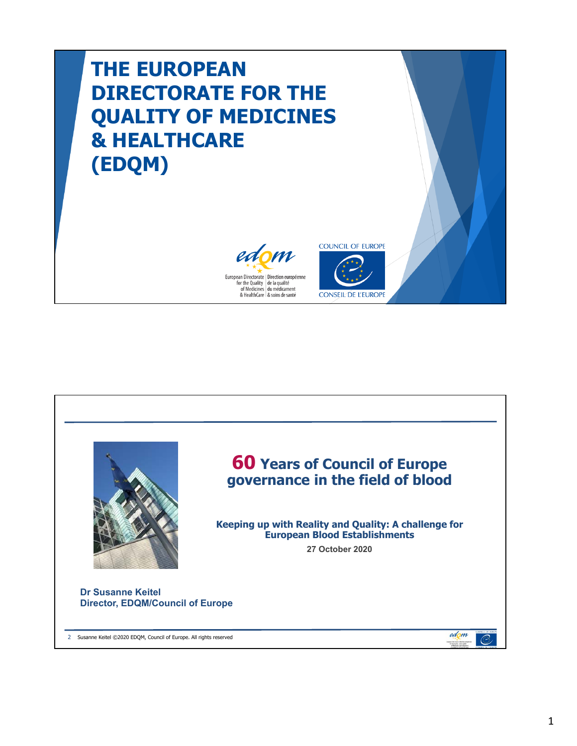# THE EUROPEAN DIRECTORATE FOR THE QUALITY OF MEDICINES & HEALTHCARE (EDQM)

European Directorate for the Quality of Medicines & HealthCare | Direction européenne de la qualité du médicament & soins de santé

COUNCIL OF EUROPE

CONSEIL DE L'EUROPE

---

## 60 Years of Council of Europe governance in the field of blood

**Keeping up with Reality and Quality: A challenge for European Blood Establishments**

**27 October 2020**

**Dr Susanne Keitel**
**Director, EDQM/Council of Europe**

Susanne Keitel ©2020 EDQM, Council of Europe. All rights reserved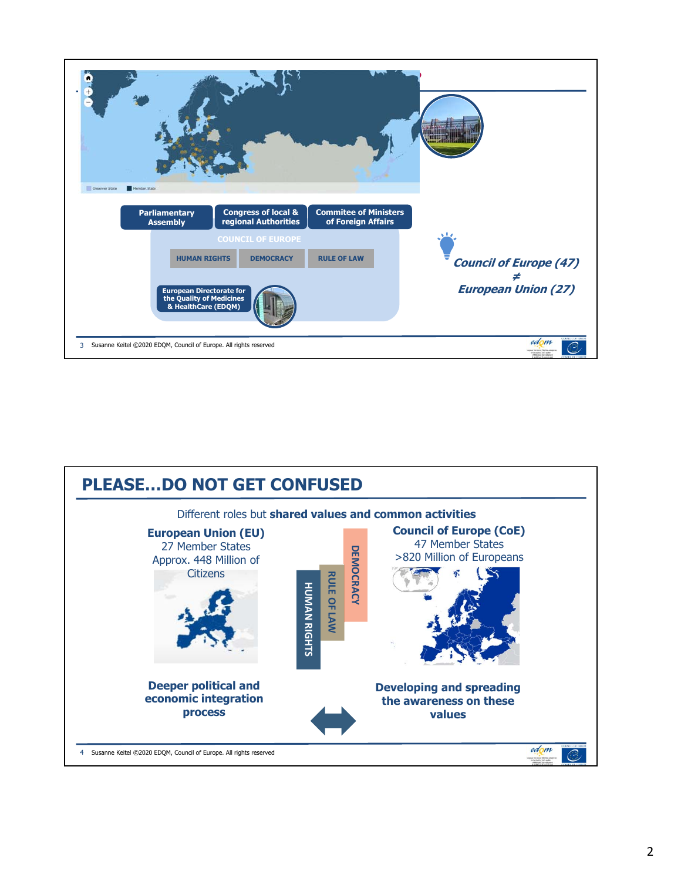Parliamentary Assembly

Congress of local & regional Authorities

Commitee of Ministers of Foreign Affairs

COUNCIL OF EUROPE

HUMAN RIGHTS | DEMOCRACY | RULE OF LAW

European Directorate for the Quality of Medicines & HealthCare (EDQM)

***Council of Europe (47)***
***≠***
***European Union (27)***

# PLEASE…DO NOT GET CONFUSED

Different roles but **shared values and common activities**

**European Union (EU)**
27 Member States
Approx. 448 Million of Citizens

**Council of Europe (CoE)**
47 Member States
>820 Million of Europeans

HUMAN RIGHTS
RULE OF LAW
DEMOCRACY

**Deeper political and economic integration process**

**Developing and spreading the awareness on these values**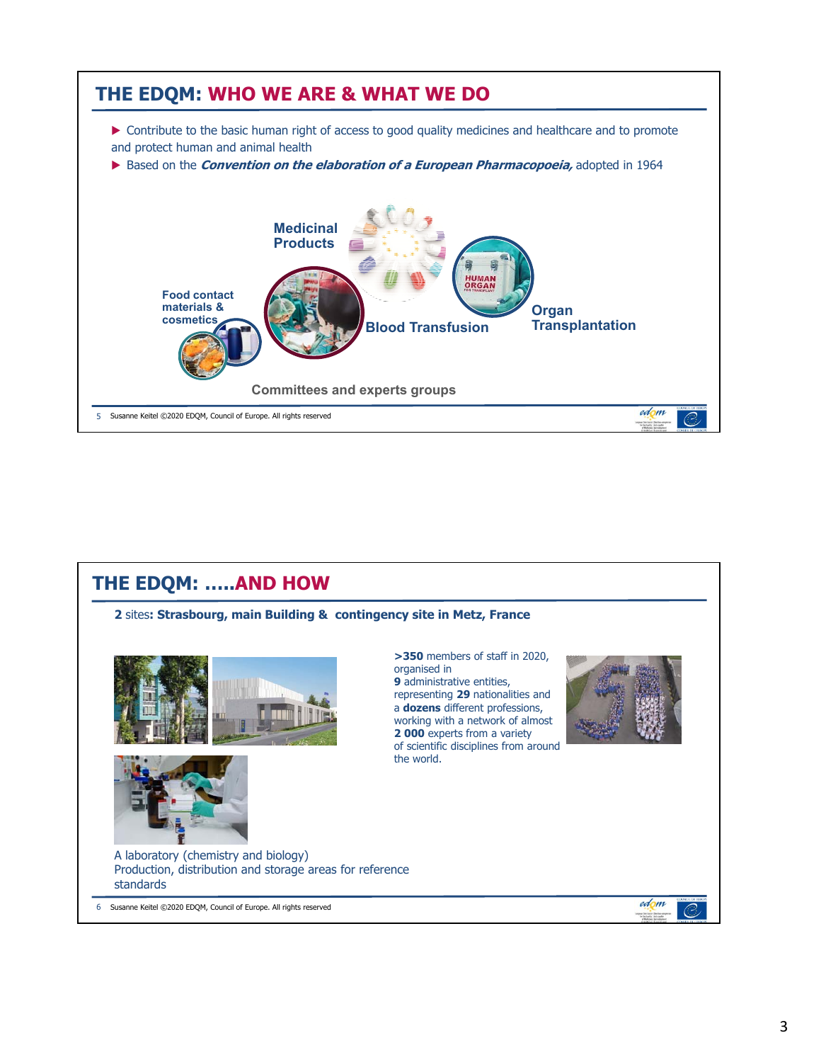## THE EDQM: WHO WE ARE & WHAT WE DO

- Contribute to the basic human right of access to good quality medicines and healthcare and to promote and protect human and animal health
- Based on the ***Convention on the elaboration of a European Pharmacopoeia,*** adopted in 1964

**Medicinal Products**

**Food contact materials & cosmetics**

**Blood Transfusion**

**Organ Transplantation**

**Committees and experts groups**

## THE EDQM: .....AND HOW

**2** sites**: Strasbourg, main Building & contingency site in Metz, France**

**>350** members of staff in 2020, organised in **9** administrative entities, representing **29** nationalities and a **dozens** different professions, working with a network of almost **2 000** experts from a variety of scientific disciplines from around the world.

A laboratory (chemistry and biology)
Production, distribution and storage areas for reference standards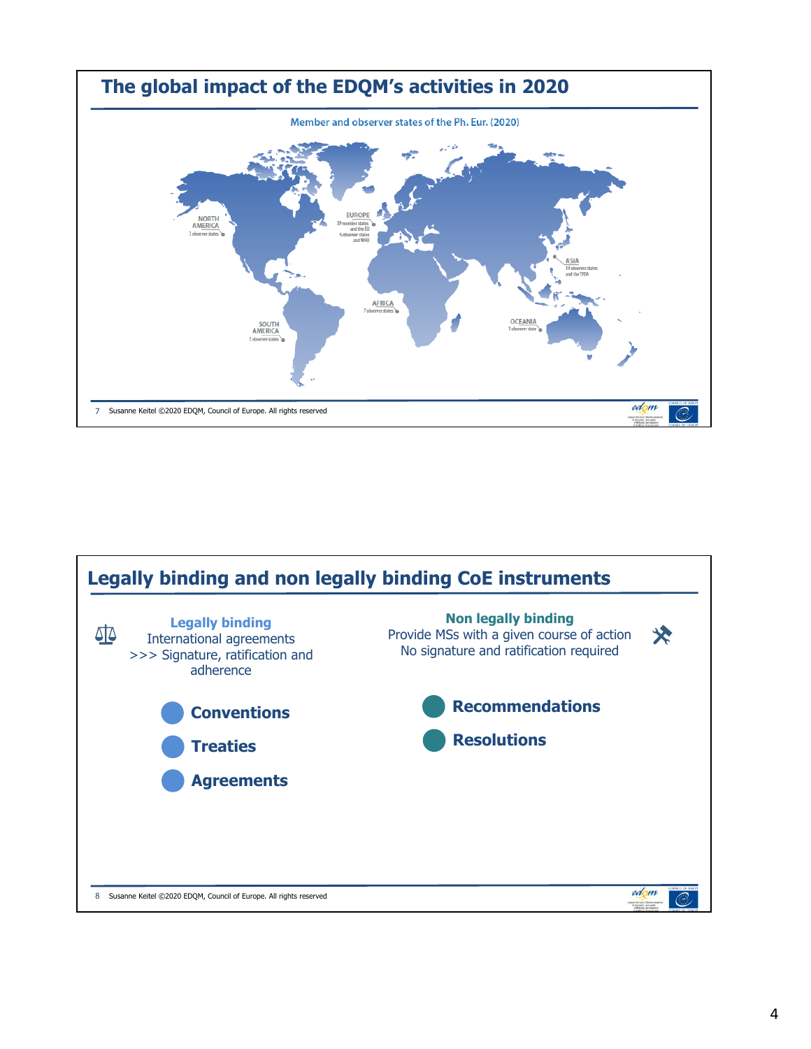## The global impact of the EDQM's activities in 2020

Member and observer states of the Ph. Eur. (2020)

NORTH AMERICA
3 observer states

EUROPE
39 member states and the EU
5 observer states and WHO

ASIA
10 observer states and the TFDA

AFRICA
7 observer states

SOUTH AMERICA
2 observer states

OCEANIA
1 observer state

## Legally binding and non legally binding CoE instruments

**Legally binding**
International agreements
>>> Signature, ratification and adherence

- **Conventions**
- **Treaties**
- **Agreements**

**Non legally binding**
Provide MSs with a given course of action
No signature and ratification required

- **Recommendations**
- **Resolutions**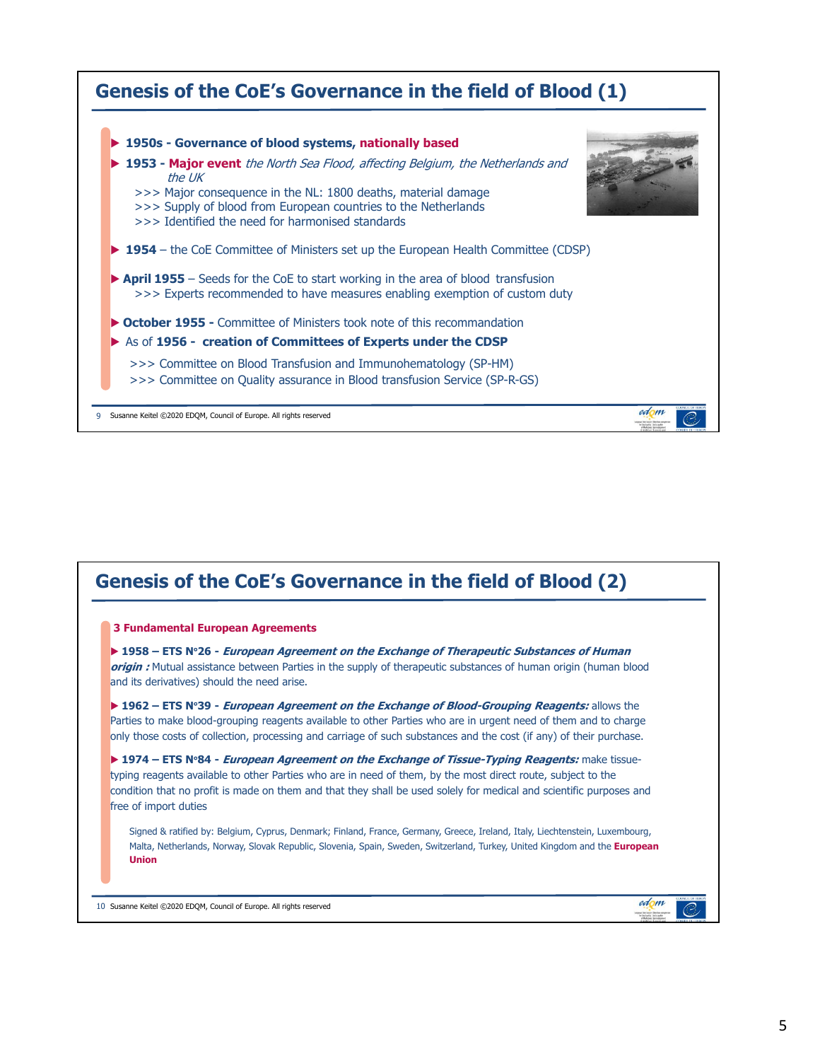# Genesis of the CoE's Governance in the field of Blood (1)

- **1950s - Governance of blood systems, nationally based**
- **1953 - Major event** *the North Sea Flood, affecting Belgium, the Netherlands and the UK*
  - >>> Major consequence in the NL: 1800 deaths, material damage
  - >>> Supply of blood from European countries to the Netherlands
  - >>> Identified the need for harmonised standards
- **1954** – the CoE Committee of Ministers set up the European Health Committee (CDSP)
- **April 1955** – Seeds for the CoE to start working in the area of blood transfusion
  - >>> Experts recommended to have measures enabling exemption of custom duty
- **October 1955 -** Committee of Ministers took note of this recommandation
- As of **1956 - creation of Committees of Experts under the CDSP**
  - >>> Committee on Blood Transfusion and Immunohematology (SP-HM)
  - >>> Committee on Quality assurance in Blood transfusion Service (SP-R-GS)

9 Susanne Keitel ©2020 EDQM, Council of Europe. All rights reserved

# Genesis of the CoE's Governance in the field of Blood (2)

**3 Fundamental European Agreements**

- **1958 – ETS N°26 - *European Agreement on the Exchange of Therapeutic Substances of Human origin :*** Mutual assistance between Parties in the supply of therapeutic substances of human origin (human blood and its derivatives) should the need arise.
- **1962 – ETS N°39 - *European Agreement on the Exchange of Blood-Grouping Reagents:*** allows the Parties to make blood-grouping reagents available to other Parties who are in urgent need of them and to charge only those costs of collection, processing and carriage of such substances and the cost (if any) of their purchase.
- **1974 – ETS N°84 - *European Agreement on the Exchange of Tissue-Typing Reagents:*** make tissue-typing reagents available to other Parties who are in need of them, by the most direct route, subject to the condition that no profit is made on them and that they shall be used solely for medical and scientific purposes and free of import duties

Signed & ratified by: Belgium, Cyprus, Denmark; Finland, France, Germany, Greece, Ireland, Italy, Liechtenstein, Luxembourg, Malta, Netherlands, Norway, Slovak Republic, Slovenia, Spain, Sweden, Switzerland, Turkey, United Kingdom and the **European Union**

10 Susanne Keitel ©2020 EDQM, Council of Europe. All rights reserved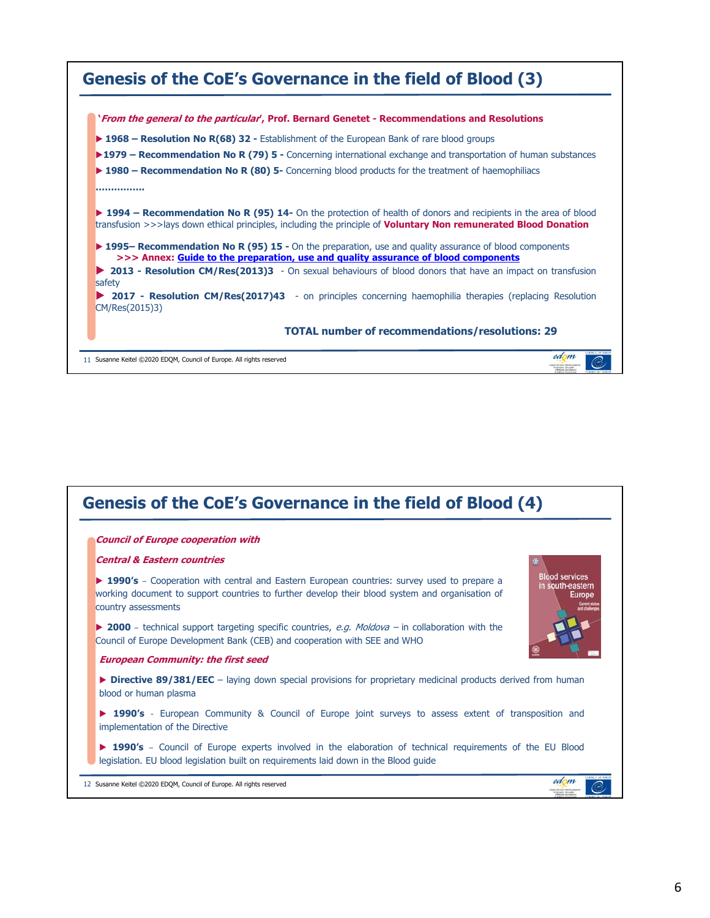## Genesis of the CoE's Governance in the field of Blood (3)

***'From the general to the particular'*, Prof. Bernard Genetet - Recommendations and Resolutions**

- **1968 – Resolution No R(68) 32 -** Establishment of the European Bank of rare blood groups
- **1979 – Recommendation No R (79) 5 -** Concerning international exchange and transportation of human substances
- **1980 – Recommendation No R (80) 5-** Concerning blood products for the treatment of haemophiliacs

……………

- **1994 – Recommendation No R (95) 14-** On the protection of health of donors and recipients in the area of blood transfusion >>>lays down ethical principles, including the principle of **Voluntary Non remunerated Blood Donation**
- **1995– Recommendation No R (95) 15 -** On the preparation, use and quality assurance of blood components
  **>>> Annex: Guide to the preparation, use and quality assurance of blood components**
- **2013 - Resolution CM/Res(2013)3** - On sexual behaviours of blood donors that have an impact on transfusion safety
- **2017 - Resolution CM/Res(2017)43** - on principles concerning haemophilia therapies (replacing Resolution CM/Res(2015)3)

**TOTAL number of recommendations/resolutions: 29**

Susanne Keitel ©2020 EDQM, Council of Europe. All rights reserved

## Genesis of the CoE's Governance in the field of Blood (4)

***Council of Europe cooperation with***

***Central & Eastern countries***

- **1990's** – Cooperation with central and Eastern European countries: survey used to prepare a working document to support countries to further develop their blood system and organisation of country assessments
- **2000** – technical support targeting specific countries, *e.g. Moldova* – in collaboration with the Council of Europe Development Bank (CEB) and cooperation with SEE and WHO

Blood services in south-eastern Europe — Current status and challenges

***European Community: the first seed***

- **Directive 89/381/EEC** – laying down special provisions for proprietary medicinal products derived from human blood or human plasma
- **1990's** - European Community & Council of Europe joint surveys to assess extent of transposition and implementation of the Directive
- **1990's** – Council of Europe experts involved in the elaboration of technical requirements of the EU Blood legislation. EU blood legislation built on requirements laid down in the Blood guide

Susanne Keitel ©2020 EDQM, Council of Europe. All rights reserved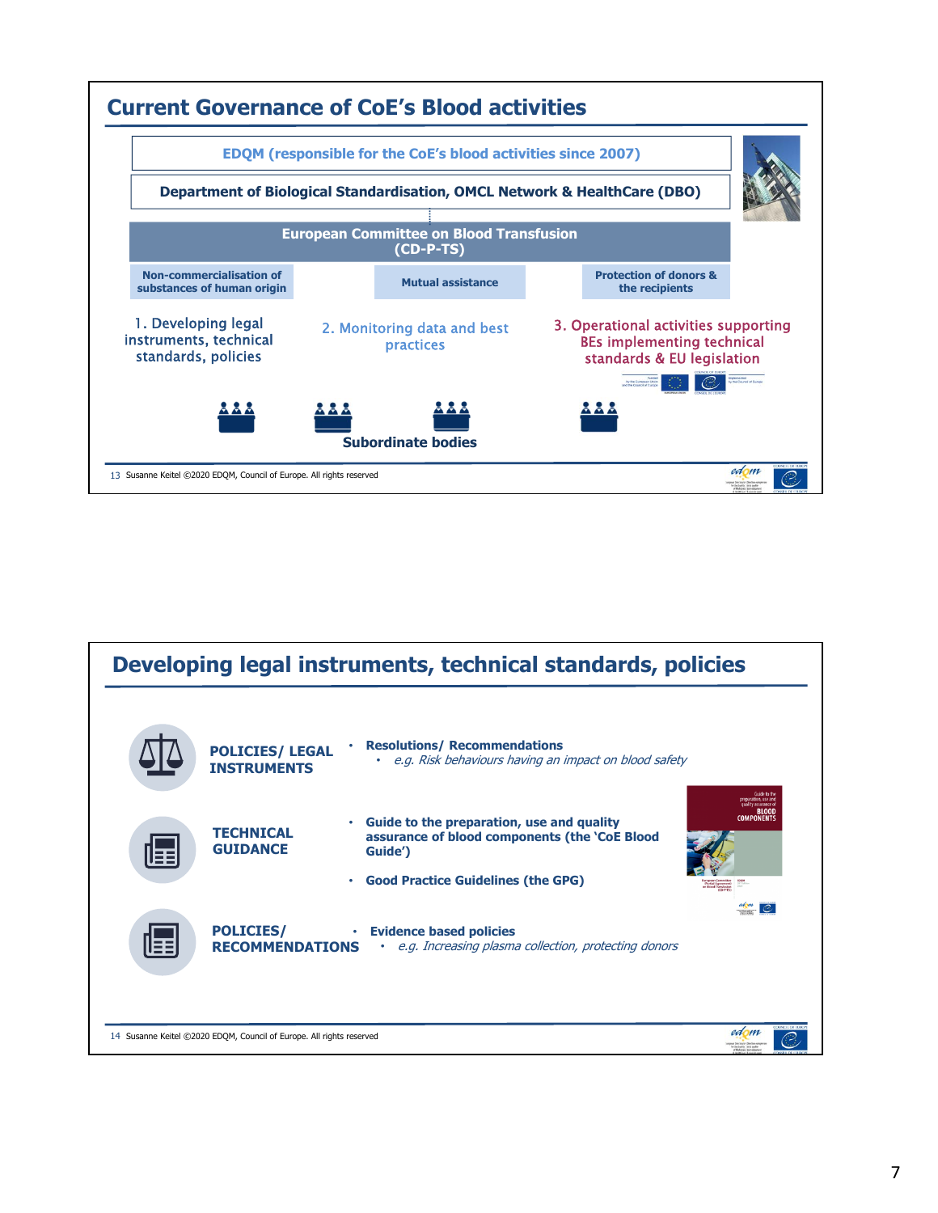## Current Governance of CoE's Blood activities

**EDQM (responsible for the CoE's blood activities since 2007)**

**Department of Biological Standardisation, OMCL Network & HealthCare (DBO)**

**European Committee on Blood Transfusion (CD-P-TS)**

- **Non-commercialisation of substances of human origin**
- **Mutual assistance**
- **Protection of donors & the recipients**

1. Developing legal instruments, technical standards, policies

2. Monitoring data and best practices

3. Operational activities supporting BEs implementing technical standards & EU legislation

**Subordinate bodies**

Susanne Keitel ©2020 EDQM, Council of Europe. All rights reserved

## Developing legal instruments, technical standards, policies

**POLICIES/ LEGAL INSTRUMENTS**

- **Resolutions/ Recommendations**
  - *e.g. Risk behaviours having an impact on blood safety*

**TECHNICAL GUIDANCE**

- **Guide to the preparation, use and quality assurance of blood components (the 'CoE Blood Guide')**
- **Good Practice Guidelines (the GPG)**

**POLICIES/ RECOMMENDATIONS**

- **Evidence based policies**
  - *e.g. Increasing plasma collection, protecting donors*

Susanne Keitel ©2020 EDQM, Council of Europe. All rights reserved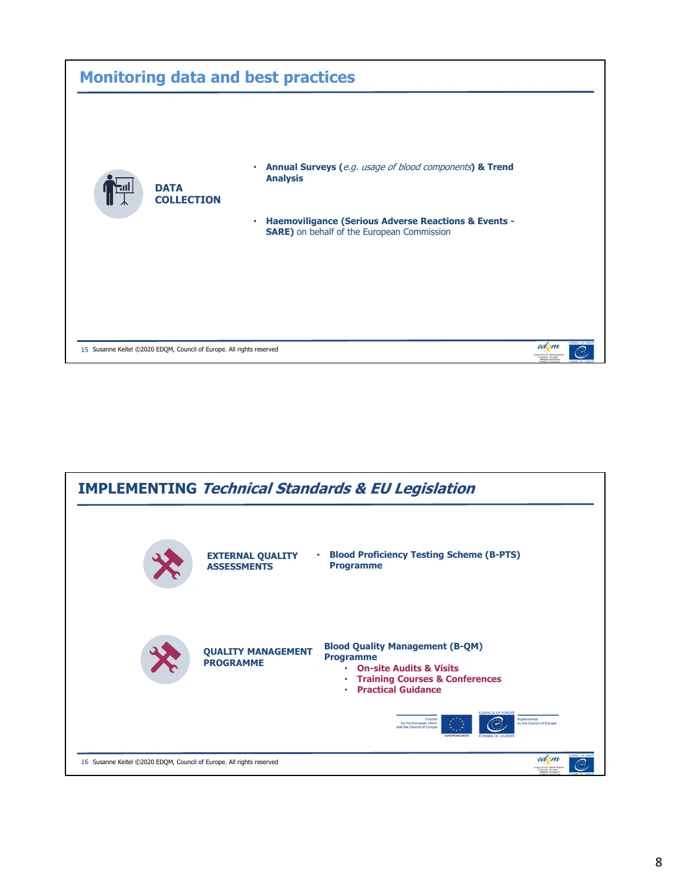## Monitoring data and best practices

**DATA COLLECTION**

- **Annual Surveys (***e.g. usage of blood components***) & Trend Analysis**
- **Haemoviligance (Serious Adverse Reactions & Events - SARE)** on behalf of the European Commission

15 Susanne Keitel ©2020 EDQM, Council of Europe. All rights reserved

## IMPLEMENTING *Technical Standards & EU Legislation*

**EXTERNAL QUALITY ASSESSMENTS**

- **Blood Proficiency Testing Scheme (B-PTS) Programme**

**QUALITY MANAGEMENT PROGRAMME**

**Blood Quality Management (B-QM) Programme**

- **On-site Audits & Visits**
- **Training Courses & Conferences**
- **Practical Guidance**

Funded by the European Union and the Council of Europe — Implemented by the Council of Europe

16 Susanne Keitel ©2020 EDQM, Council of Europe. All rights reserved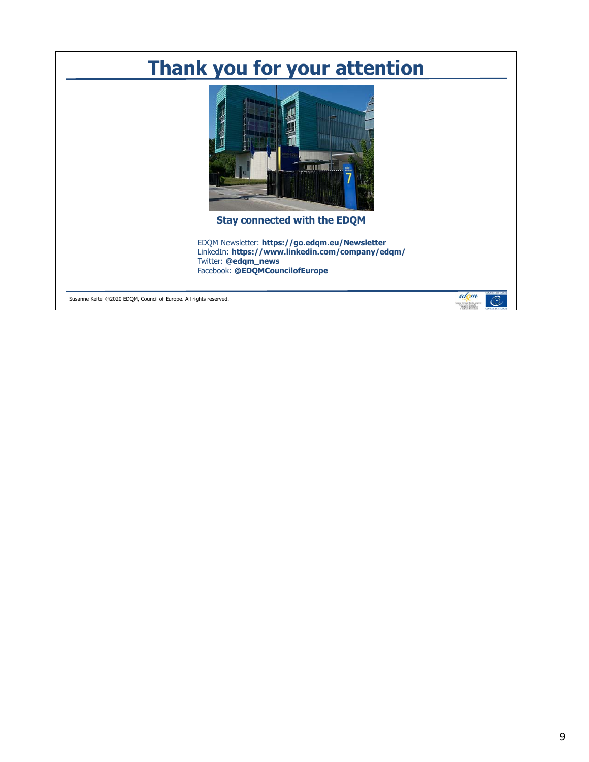# Thank you for your attention

**Stay connected with the EDQM**

EDQM Newsletter: **https://go.edqm.eu/Newsletter**
LinkedIn: **https://www.linkedin.com/company/edqm/**
Twitter: **@edqm_news**
Facebook: **@EDQMCouncilofEurope**

Susanne Keitel ©2020 EDQM, Council of Europe. All rights reserved.